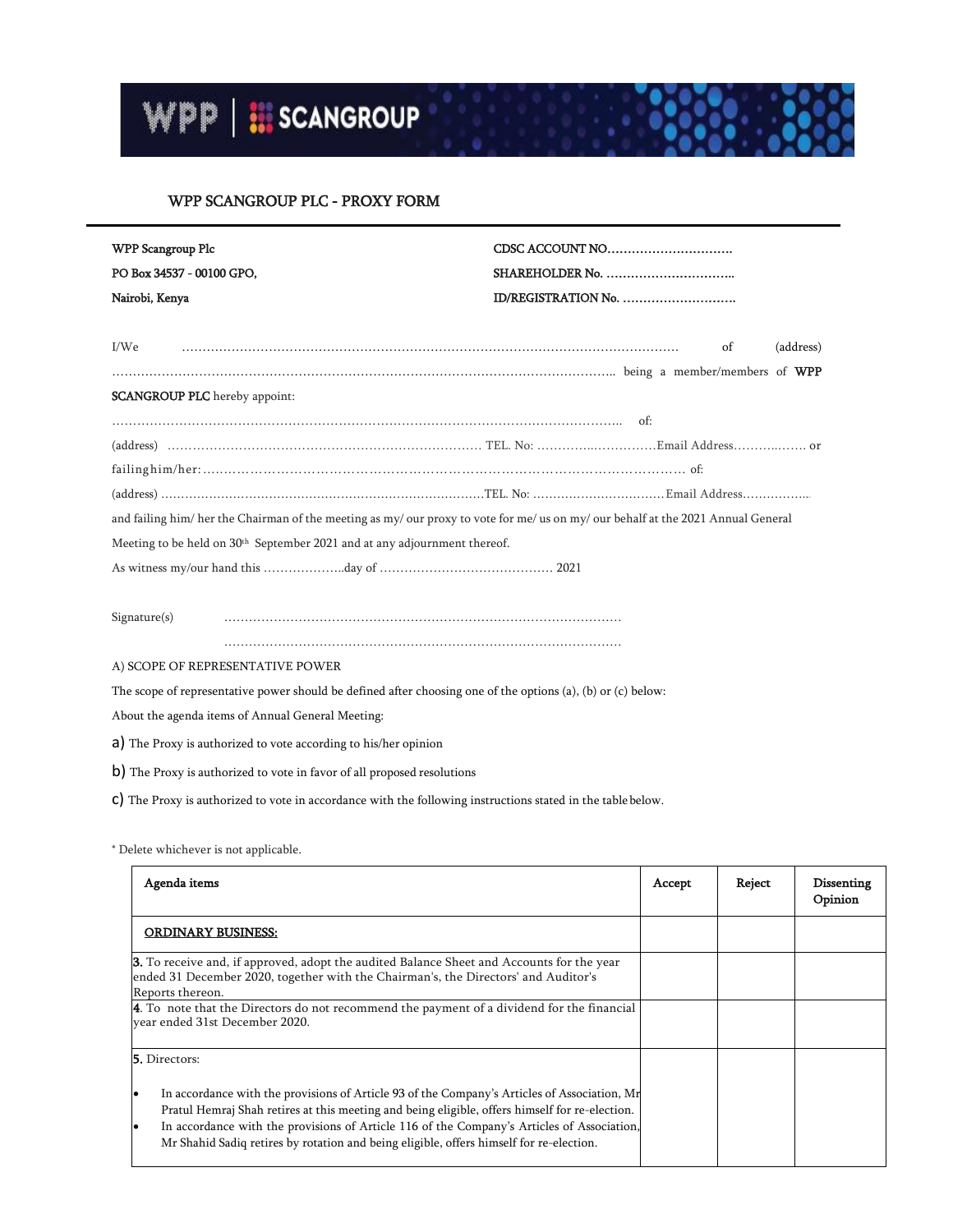## WPP SCANGROUP PLC - PROXY FORM

**WPP Scangroup Plc**
**PO Box 34537 - 00100 GPO,**
**Nairobi, Kenya**

**CDSC ACCOUNT NO**…………………………
**SHAREHOLDER No.** …………………………..
**ID/REGISTRATION No.** ……………………….

I/We …………………………………………………………………………………………………… of (address) ………………………………………………………………………………………………………….. being a member/members of **WPP SCANGROUP PLC** hereby appoint:

…………………………………………………………………………………………………………….. of:

(address) ………………………………………………………………… TEL. No: …………..……………Email Address………..……. or failing him/her: ………………………………………………………………………………………………… of:

(address) ……………………………………………………………………TEL. No: ……………………………Email Address……………..

and failing him/ her the Chairman of the meeting as my/ our proxy to vote for me/ us on my/ our behalf at the 2021 Annual General Meeting to be held on 30th September 2021 and at any adjournment thereof.

As witness my/our hand this ………………..day of …………………………………… 2021

Signature(s) ……………………………………………………………………………………

……………………………………………………………………………………

A) SCOPE OF REPRESENTATIVE POWER

The scope of representative power should be defined after choosing one of the options (a), (b) or (c) below:

About the agenda items of Annual General Meeting:

a) The Proxy is authorized to vote according to his/her opinion

b) The Proxy is authorized to vote in favor of all proposed resolutions

c) The Proxy is authorized to vote in accordance with the following instructions stated in the table below.

* Delete whichever is not applicable.

| Agenda items | Accept | Reject | Dissenting Opinion |
|---|---|---|---|
| <u>**ORDINARY BUSINESS:**</u> | | | |
| **3.** To receive and, if approved, adopt the audited Balance Sheet and Accounts for the year ended 31 December 2020, together with the Chairman's, the Directors' and Auditor's Reports thereon. | | | |
| **4**. To note that the Directors do not recommend the payment of a dividend for the financial year ended 31st December 2020. | | | |
| **5.** Directors:<br>• In accordance with the provisions of Article 93 of the Company's Articles of Association, Mr Pratul Hemraj Shah retires at this meeting and being eligible, offers himself for re-election.<br>• In accordance with the provisions of Article 116 of the Company's Articles of Association, Mr Shahid Sadiq retires by rotation and being eligible, offers himself for re-election. | | | |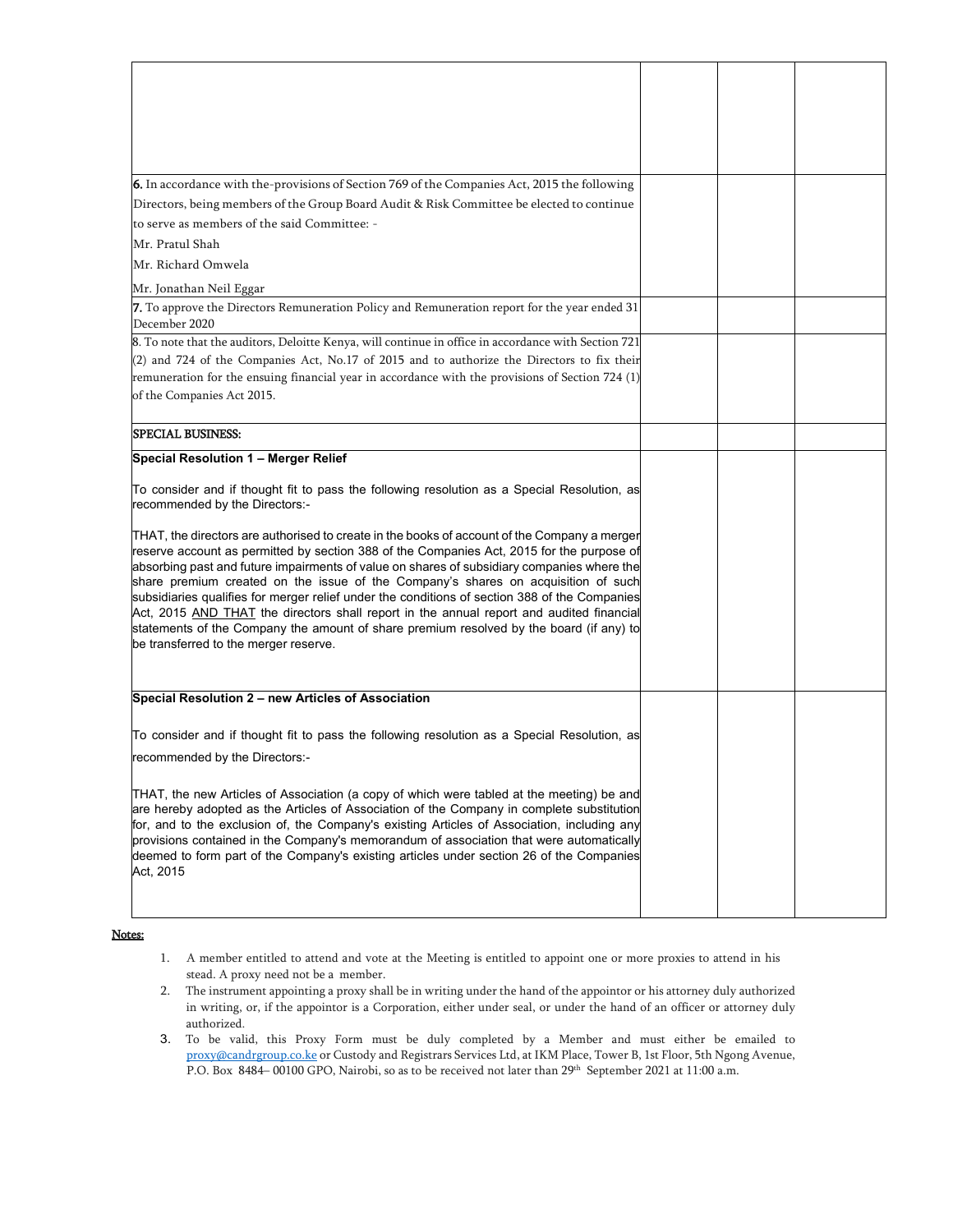| | | | |
|---|---|---|---|
| | | | |
| **6.** In accordance with the provisions of Section 769 of the Companies Act, 2015 the following Directors, being members of the Group Board Audit & Risk Committee be elected to continue to serve as members of the said Committee: -<br>Mr. Pratul Shah<br>Mr. Richard Omwela<br>Mr. Jonathan Neil Eggar | | | |
| **7.** To approve the Directors Remuneration Policy and Remuneration report for the year ended 31 December 2020 | | | |
| 8. To note that the auditors, Deloitte Kenya, will continue in office in accordance with Section 721 (2) and 724 of the Companies Act, No.17 of 2015 and to authorize the Directors to fix their remuneration for the ensuing financial year in accordance with the provisions of Section 724 (1) of the Companies Act 2015. | | | |
| SPECIAL BUSINESS: | | | |
| **Special Resolution 1 – Merger Relief**<br><br>To consider and if thought fit to pass the following resolution as a Special Resolution, as recommended by the Directors:-<br><br>THAT, the directors are authorised to create in the books of account of the Company a merger reserve account as permitted by section 388 of the Companies Act, 2015 for the purpose of absorbing past and future impairments of value on shares of subsidiary companies where the share premium created on the issue of the Company's shares on acquisition of such subsidiaries qualifies for merger relief under the conditions of section 388 of the Companies Act, 2015 AND THAT the directors shall report in the annual report and audited financial statements of the Company the amount of share premium resolved by the board (if any) to be transferred to the merger reserve. | | | |
| **Special Resolution 2 – new Articles of Association**<br><br>To consider and if thought fit to pass the following resolution as a Special Resolution, as recommended by the Directors:-<br><br>THAT, the new Articles of Association (a copy of which were tabled at the meeting) be and are hereby adopted as the Articles of Association of the Company in complete substitution for, and to the exclusion of, the Company's existing Articles of Association, including any provisions contained in the Company's memorandum of association that were automatically deemed to form part of the Company's existing articles under section 26 of the Companies Act, 2015 | | | |

**Notes:**

1. A member entitled to attend and vote at the Meeting is entitled to appoint one or more proxies to attend in his stead. A proxy need not be a member.
2. The instrument appointing a proxy shall be in writing under the hand of the appointor or his attorney duly authorized in writing, or, if the appointor is a Corporation, either under seal, or under the hand of an officer or attorney duly authorized.
3. To be valid, this Proxy Form must be duly completed by a Member and must either be emailed to proxy@candrgroup.co.ke or Custody and Registrars Services Ltd, at IKM Place, Tower B, 1st Floor, 5th Ngong Avenue, P.O. Box 8484– 00100 GPO, Nairobi, so as to be received not later than 29th September 2021 at 11:00 a.m.